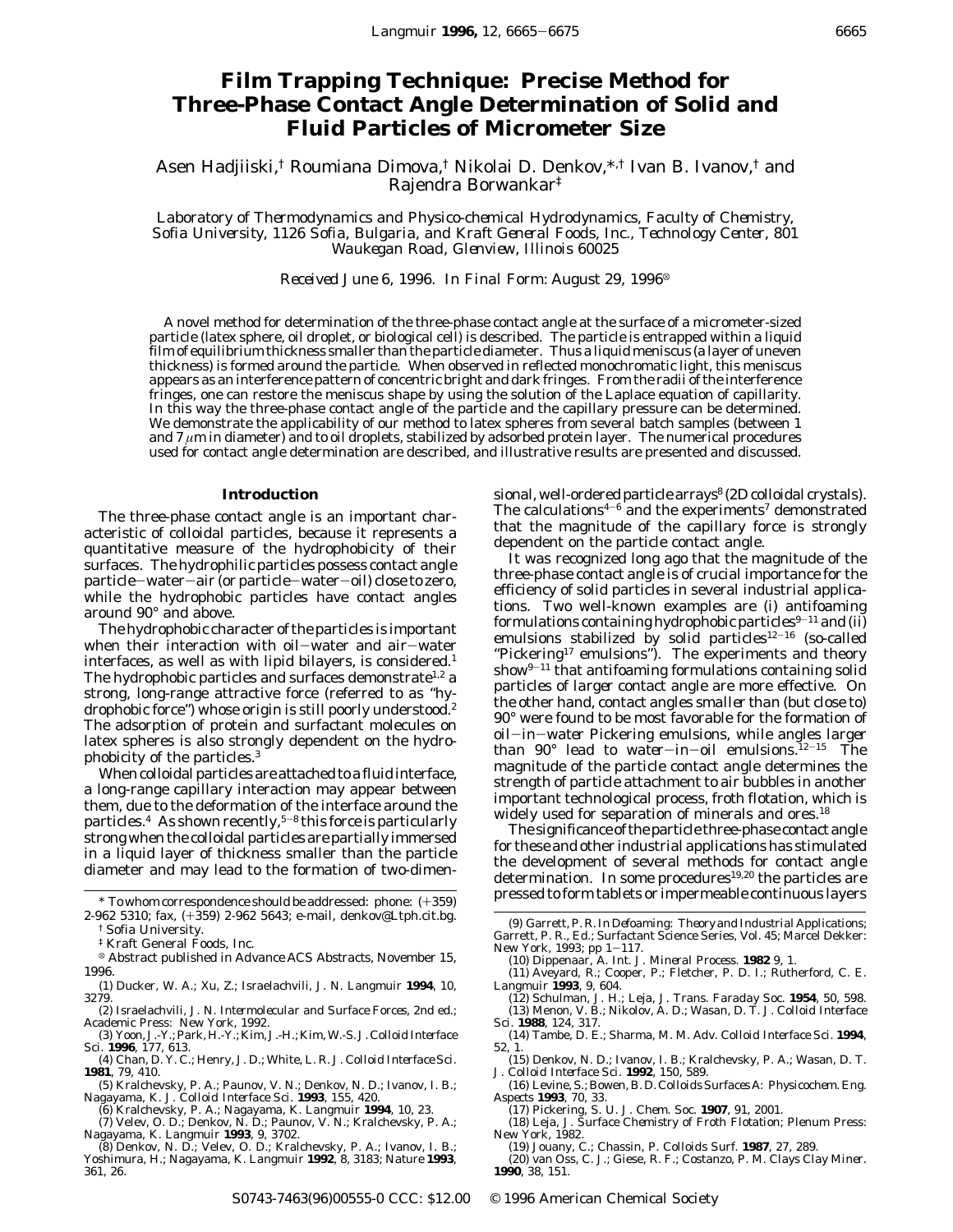# Film Trapping Technique: Precise Method for Three-Phase Contact Angle Determination of Solid and Fluid Particles of Micrometer Size

Asen Hadjiiski,[†] Roumiana Dimova,[†] Nikolai D. Denkov,*,[†] Ivan B. Ivanov,[†] and Rajendra Borwankar[‡]

*Laboratory of Thermodynamics and Physico-chemical Hydrodynamics, Faculty of Chemistry, Sofia University, 1126 Sofia, Bulgaria, and Kraft General Foods, Inc., Technology Center, 801 Waukegan Road, Glenview, Illinois 60025*

*Received June 6, 1996. In Final Form: August 29, 1996*[⊗]

A novel method for determination of the three-phase contact angle at the surface of a micrometer-sized particle (latex sphere, oil droplet, or biological cell) is described. The particle is entrapped within a liquid film of equilibrium thickness smaller than the particle diameter. Thus a liquid meniscus (a layer of uneven thickness) is formed around the particle. When observed in reflected monochromatic light, this meniscus appears as an interference pattern of concentric bright and dark fringes. From the radii of the interference fringes, one can restore the meniscus shape by using the solution of the Laplace equation of capillarity. In this way the three-phase contact angle of the particle and the capillary pressure can be determined. We demonstrate the applicability of our method to latex spheres from several batch samples (between 1 and 7 $\mu$m in diameter) and to oil droplets, stabilized by adsorbed protein layer. The numerical procedures used for contact angle determination are described, and illustrative results are presented and discussed.

## Introduction

The three-phase contact angle is an important characteristic of colloidal particles, because it represents a quantitative measure of the hydrophobicity of their surfaces. The hydrophilic particles possess contact angle particle–water–air (or particle–water–oil) close to zero, while the hydrophobic particles have contact angles around 90° and above.

The hydrophobic character of the particles is important when their interaction with oil–water and air–water interfaces, as well as with lipid bilayers, is considered.[1] The hydrophobic particles and surfaces demonstrate[1,2] a strong, long-range attractive force (referred to as "hydrophobic force") whose origin is still poorly understood.[2] The adsorption of protein and surfactant molecules on latex spheres is also strongly dependent on the hydrophobicity of the particles.[3]

When colloidal particles are attached to a fluid interface, a long-range capillary interaction may appear between them, due to the deformation of the interface around the particles.[4] As shown recently,[5–8] this force is particularly strong when the colloidal particles are partially immersed in a liquid layer of thickness smaller than the particle diameter and may lead to the formation of two-dimensional, well-ordered particle arrays[8] (2D colloidal crystals). The calculations[4–6] and the experiments[7] demonstrated that the magnitude of the capillary force is strongly dependent on the particle contact angle.

It was recognized long ago that the magnitude of the three-phase contact angle is of crucial importance for the efficiency of solid particles in several industrial applications. Two well-known examples are (i) antifoaming formulations containing hydrophobic particles[9–11] and (ii) emulsions stabilized by solid particles[12–16] (so-called "Pickering[17] emulsions"). The experiments and theory show[9–11] that antifoaming formulations containing solid particles of larger contact angle are more effective. On the other hand, contact angles smaller than (but close to) 90° were found to be most favorable for the formation of oil–in–water Pickering emulsions, while angles larger than 90° lead to water–in–oil emulsions.[12–15] The magnitude of the particle contact angle determines the strength of particle attachment to air bubbles in another important technological process, froth flotation, which is widely used for separation of minerals and ores.[18]

The significance of the particle three-phase contact angle for these and other industrial applications has stimulated the development of several methods for contact angle determination. In some procedures[19,20] the particles are pressed to form tablets or impermeable continuous layers

---

\* To whom correspondence should be addressed: phone: (+359) 2-962 5310; fax, (+359) 2-962 5643; e-mail, denkov@Ltph.cit.bg.

[†] Sofia University.

[‡] Kraft General Foods, Inc.

[⊗] Abstract published in *Advance ACS Abstracts,* November 15, 1996.

(1) Ducker, W. A.; Xu, Z.; Israelachvili, J. N. *Langmuir* **1994**, 10, 3279.
(2) Israelachvili, J. N. *Intermolecular and Surface Forces*, 2nd ed.; Academic Press: New York, 1992.
(3) Yoon, J.-Y.; Park, H.-Y.; Kim, J.-H.; Kim, W.-S. *J. Colloid Interface Sci.* **1996**, 177, 613.
(4) Chan, D. Y. C.; Henry, J. D.; White, L. R. *J. Colloid Interface Sci.* **1981**, 79, 410.
(5) Kralchevsky, P. A.; Paunov, V. N.; Denkov, N. D.; Ivanov, I. B.; Nagayama, K. *J. Colloid Interface Sci.* **1993**, 155, 420.
(6) Kralchevsky, P. A.; Nagayama, K. *Langmuir* **1994**, 10, 23.
(7) Velev, O. D.; Denkov, N. D.; Paunov, V. N.; Kralchevsky, P. A.; Nagayama, K. *Langmuir* **1993**, 9, 3702.
(8) Denkov, N. D.; Velev, O. D.; Kralchevsky, P. A.; Ivanov, I. B.; Yoshimura, H.; Nagayama, K. *Langmuir* **1992**, 8, 3183; *Nature* **1993**, 361, 26.
(9) Garrett, P. R. In *Defoaming: Theory and Industrial Applications*; Garrett, P. R., Ed.; Surfactant Science Series, Vol. 45; Marcel Dekker: New York, 1993; pp 1–117.
(10) Dippenaar, A. *Int. J. Mineral Process.* **1982** 9, 1.
(11) Aveyard, R.; Cooper, P.; Fletcher, P. D. I.; Rutherford, C. E. *Langmuir* **1993**, 9, 604.
(12) Schulman, J. H.; Leja, J. *Trans. Faraday Soc.* **1954**, 50, 598.
(13) Menon, V. B.; Nikolov, A. D.; Wasan, D. T. *J. Colloid Interface Sci.* **1988**, 124, 317.
(14) Tambe, D. E.; Sharma, M. M. *Adv. Colloid Interface Sci.* **1994**, 52, 1.
(15) Denkov, N. D.; Ivanov, I. B.; Kralchevsky, P. A.; Wasan, D. T. *J. Colloid Interface Sci.* **1992**, 150, 589.
(16) Levine, S.; Bowen, B. D. *Colloids Surfaces A: Physicochem. Eng. Aspects* **1993**, 70, 33.
(17) Pickering, S. U. *J. Chem. Soc.* **1907**, 91, 2001.
(18) Leja, J. *Surface Chemistry of Froth Flotation*; Plenum Press: New York, 1982.
(19) Jouany, C.; Chassin, P. *Colloids Surf.* **1987**, 27, 289.
(20) van Oss, C. J.; Giese, R. F.; Costanzo, P. M. *Clays Clay Miner.* **1990**, 38, 151.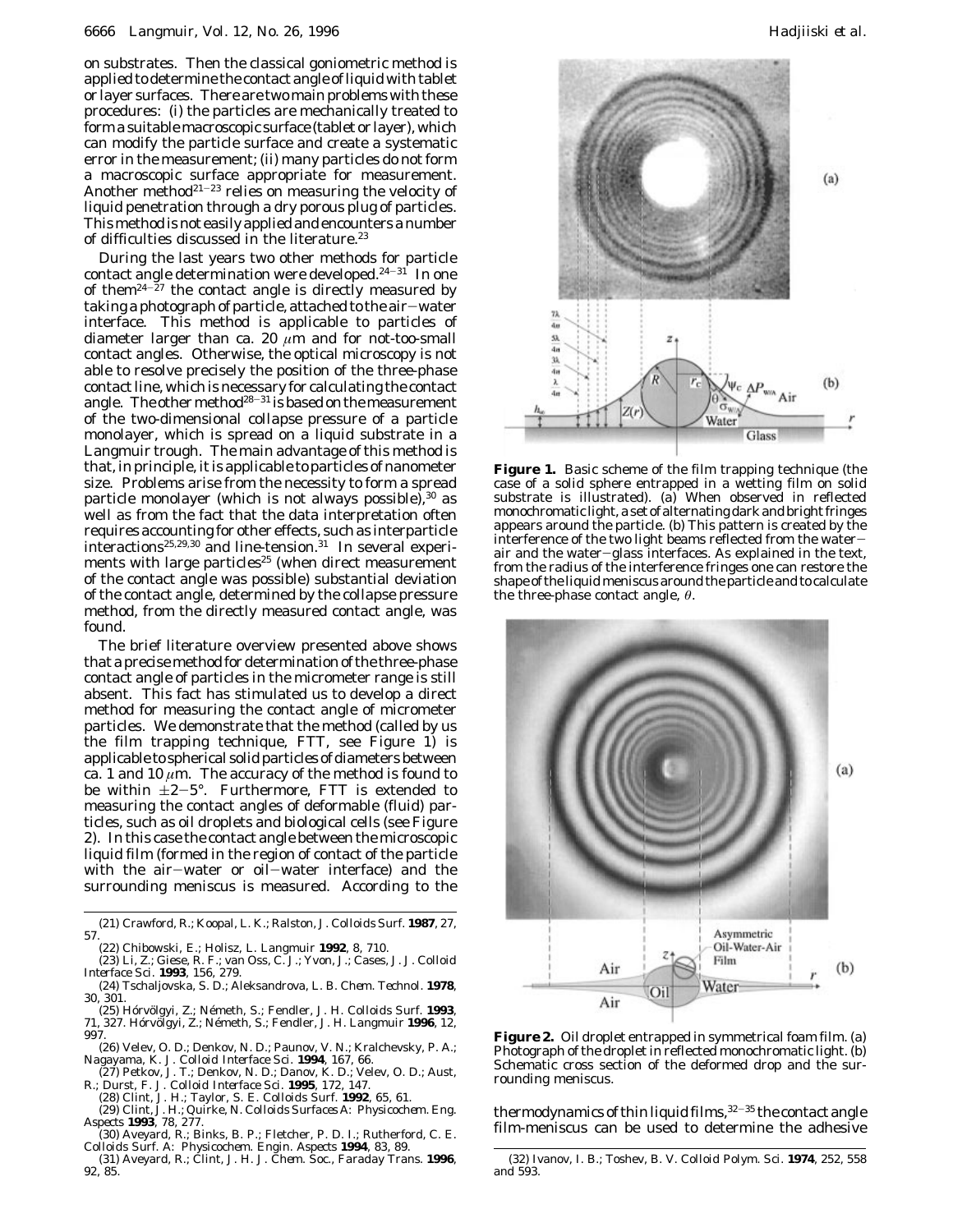on substrates. Then the classical goniometric method is applied to determine the contact angle of liquid with tablet or layer surfaces. There are two main problems with these procedures: (i) the particles are mechanically treated to form a suitable macroscopic surface (tablet or layer), which can modify the particle surface and create a systematic error in the measurement; (ii) many particles do not form a macroscopic surface appropriate for measurement. Another method[21-23] relies on measuring the velocity of liquid penetration through a dry porous plug of particles. This method is not easily applied and encounters a number of difficulties discussed in the literature.[23]

During the last years two other methods for particle contact angle determination were developed.[24-31] In one of them[24-27] the contact angle is directly measured by taking a photograph of particle, attached to the air-water interface. This method is applicable to particles of diameter larger than ca. 20 $\mu$m and for not-too-small contact angles. Otherwise, the optical microscopy is not able to resolve precisely the position of the three-phase contact line, which is necessary for calculating the contact angle. The other method[28-31] is based on the measurement of the two-dimensional collapse pressure of a particle monolayer, which is spread on a liquid substrate in a Langmuir trough. The main advantage of this method is that, in principle, it is applicable to particles of nanometer size. Problems arise from the necessity to form a spread particle monolayer (which is not always possible),[30] as well as from the fact that the data interpretation often requires accounting for other effects, such as interparticle interactions[25,29,30] and line-tension.[31] In several experiments with large particles[25] (when direct measurement of the contact angle was possible) substantial deviation of the contact angle, determined by the collapse pressure method, from the directly measured contact angle, was found.

The brief literature overview presented above shows that a precise method for determination of the three-phase contact angle of particles in the micrometer range is still absent. This fact has stimulated us to develop a direct method for measuring the contact angle of micrometer particles. We demonstrate that the method (called by us the film trapping technique, FTT, see Figure 1) is applicable to spherical solid particles of diameters between ca. 1 and 10 $\mu$m. The accuracy of the method is found to be within $\pm 2-5°$. Furthermore, FTT is extended to measuring the contact angles of deformable (fluid) particles, such as oil droplets and biological cells (see Figure 2). In this case the contact angle between the microscopic liquid film (formed in the region of contact of the particle with the air-water or oil-water interface) and the surrounding meniscus is measured. According to the thermodynamics of thin liquid films,[32-35] the contact angle film-meniscus can be used to determine the adhesive

**Figure 1.** Basic scheme of the film trapping technique (the case of a solid sphere entrapped in a wetting film on solid substrate is illustrated). (a) When observed in reflected monochromatic light, a set of alternating dark and bright fringes appears around the particle. (b) This pattern is created by the interference of the two light beams reflected from the water-air and the water-glass interfaces. As explained in the text, from the radius of the interference fringes one can restore the shape of the liquid meniscus around the particle and to calculate the three-phase contact angle, $\theta$.

**Figure 2.** Oil droplet entrapped in symmetrical foam film. (a) Photograph of the droplet in reflected monochromatic light. (b) Schematic cross section of the deformed drop and the surrounding meniscus.

(21) Crawford, R.; Koopal, L. K.; Ralston, J. *Colloids Surf.* **1987**, 27, 57.

(22) Chibowski, E.; Holisz, L. *Langmuir* **1992**, 8, 710.

(23) Li, Z.; Giese, R. F.; van Oss, C. J.; Yvon, J.; Cases, J. *J. Colloid Interface Sci.* **1993**, 156, 279.

(24) Tschaljovska, S. D.; Aleksandrova, L. B. *Chem. Technol.* **1978**, 30, 301.

(25) Hórvölgyi, Z.; Németh, S.; Fendler, J. H. *Colloids Surf.* **1993**, 71, 327. Hórvölgyi, Z.; Németh, S.; Fendler, J. H. *Langmuir* **1996**, 12, 997.

(26) Velev, O. D.; Denkov, N. D.; Paunov, V. N.; Kralchevsky, P. A.; Nagayama, K. *J. Colloid Interface Sci.* **1994**, 167, 66.

(27) Petkov, J. T.; Denkov, N. D.; Danov, K. D.; Velev, O. D.; Aust, R.; Durst, F. *J. Colloid Interface Sci.* **1995**, 172, 147.

(28) Clint, J. H.; Taylor, S. E. *Colloids Surf.* **1992**, 65, 61.

(29) Clint, J. H.; Quirke, N. *Colloids Surfaces A: Physicochem. Eng. Aspects* **1993**, 78, 277.

(30) Aveyard, R.; Binks, B. P.; Fletcher, P. D. I.; Rutherford, C. E. *Colloids Surf. A: Physicochem. Engin. Aspects* **1994**, 83, 89.

(31) Aveyard, R.; Clint, J. H. *J. Chem. Soc., Faraday Trans.* **1996**, 92, 85.

(32) Ivanov, I. B.; Toshev, B. V. *Colloid Polym. Sci.* **1974**, 252, 558 and 593.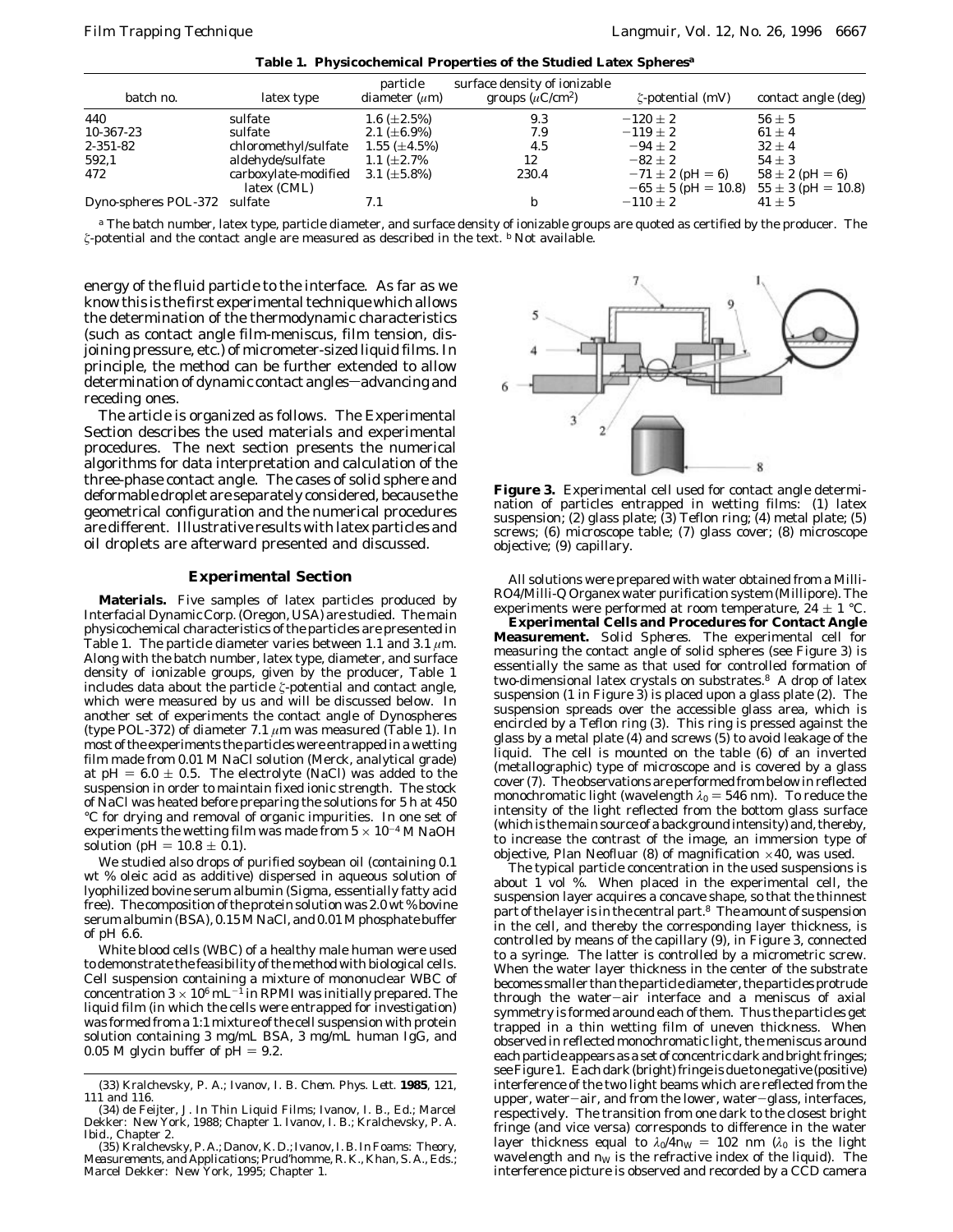**Table 1. Physicochemical Properties of the Studied Latex Spheres[a]**

| batch no. | latex type | particle diameter ($\mu$m) | surface density of ionizable groups ($\mu$C/cm$^2$) | $\zeta$-potential (mV) | contact angle (deg) |
|---|---|---|---|---|---|
| 440 | sulfate | 1.6 ($\pm$2.5%) | 9.3 | $-120 \pm 2$ | $56 \pm 5$ |
| 10-367-23 | sulfate | 2.1 ($\pm$6.9%) | 7.9 | $-119 \pm 2$ | $61 \pm 4$ |
| 2-351-82 | chloromethyl/sulfate | 1.55 ($\pm$4.5%) | 4.5 | $-94 \pm 2$ | $32 \pm 4$ |
| 592,1 | aldehyde/sulfate | 1.1 ($\pm$2.7% | 12 | $-82 \pm 2$ | $54 \pm 3$ |
| 472 | carboxylate-modified latex (CML) | 3.1 ($\pm$5.8%) | 230.4 | $-71 \pm 2$ (pH = 6) $-65 \pm 5$ (pH = 10.8) | $58 \pm 2$ (pH = 6) $55 \pm 3$ (pH = 10.8) |
| Dyno-spheres POL-372 | sulfate | 7.1 | b | $-110 \pm 2$ | $41 \pm 5$ |

[a] The batch number, latex type, particle diameter, and surface density of ionizable groups are quoted as certified by the producer. The $\zeta$-potential and the contact angle are measured as described in the text. [b] Not available.

energy of the fluid particle to the interface. As far as we know this is the first experimental technique which allows the determination of the thermodynamic characteristics (such as contact angle film-meniscus, film tension, disjoining pressure, etc.) of micrometer-sized liquid films. In principle, the method can be further extended to allow determination of dynamic contact angles—advancing and receding ones.

The article is organized as follows. The Experimental Section describes the used materials and experimental procedures. The next section presents the numerical algorithms for data interpretation and calculation of the three-phase contact angle. The cases of solid sphere and deformable droplet are separately considered, because the geometrical configuration and the numerical procedures are different. Illustrative results with latex particles and oil droplets are afterward presented and discussed.

## Experimental Section

**Materials.** Five samples of latex particles produced by Interfacial Dynamic Corp. (Oregon, USA) are studied. The main physicochemical characteristics of the particles are presented in Table 1. The particle diameter varies between 1.1 and 3.1 $\mu$m. Along with the batch number, latex type, diameter, and surface density of ionizable groups, given by the producer, Table 1 includes data about the particle $\zeta$-potential and contact angle, which were measured by us and will be discussed below. In another set of experiments the contact angle of Dynospheres (type POL-372) of diameter 7.1 $\mu$m was measured (Table 1). In most of the experiments the particles were entrapped in a wetting film made from 0.01 M NaCl solution (Merck, analytical grade) at pH = 6.0 $\pm$ 0.5. The electrolyte (NaCl) was added to the suspension in order to maintain fixed ionic strength. The stock of NaCl was heated before preparing the solutions for 5 h at 450 °C for drying and removal of organic impurities. In one set of experiments the wetting film was made from $5 \times 10^{-4}$ M NaOH solution (pH = 10.8 $\pm$ 0.1).

We studied also drops of purified soybean oil (containing 0.1 wt % oleic acid as additive) dispersed in aqueous solution of lyophilized bovine serum albumin (Sigma, essentially fatty acid free). The composition of the protein solution was 2.0 wt % bovine serum albumin (BSA), 0.15 M NaCl, and 0.01 M phosphate buffer of pH 6.6.

White blood cells (WBC) of a healthy male human were used to demonstrate the feasibility of the method with biological cells. Cell suspension containing a mixture of mononuclear WBC of concentration $3 \times 10^6$ mL$^{-1}$ in RPMI was initially prepared. The liquid film (in which the cells were entrapped for investigation) was formed from a 1:1 mixture of the cell suspension with protein solution containing 3 mg/mL BSA, 3 mg/mL human IgG, and 0.05 M glycin buffer of pH = 9.2.

**Figure 3.** Experimental cell used for contact angle determination of particles entrapped in wetting films: (1) latex suspension; (2) glass plate; (3) Teflon ring; (4) metal plate; (5) screws; (6) microscope table; (7) glass cover; (8) microscope objective; (9) capillary.

All solutions were prepared with water obtained from a Milli-RO4/Milli-Q Organex water purification system (Millipore). The experiments were performed at room temperature, 24 $\pm$ 1 °C.

**Experimental Cells and Procedures for Contact Angle Measurement.** *Solid Spheres.* The experimental cell for measuring the contact angle of solid spheres (see Figure 3) is essentially the same as that used for controlled formation of two-dimensional latex crystals on substrates.[8] A drop of latex suspension (1 in Figure 3) is placed upon a glass plate (2). The suspension spreads over the accessible glass area, which is encircled by a Teflon ring (3). This ring is pressed against the glass by a metal plate (4) and screws (5) to avoid leakage of the liquid. The cell is mounted on the table (6) of an inverted (metallographic) type of microscope and is covered by a glass cover (7). The observations are performed from below in reflected monochromatic light (wavelength $\lambda_0$ = 546 nm). To reduce the intensity of the light reflected from the bottom glass surface (which is the main source of a background intensity) and, thereby, to increase the contrast of the image, an immersion type of objective, Plan Neofluar (8) of magnification $\times$40, was used.

The typical particle concentration in the used suspensions is about 1 vol %. When placed in the experimental cell, the suspension layer acquires a concave shape, so that the thinnest part of the layer is in the central part.[8] The amount of suspension in the cell, and thereby the corresponding layer thickness, is controlled by means of the capillary (9), in Figure 3, connected to a syringe. The latter is controlled by a micrometric screw. When the water layer thickness in the center of the substrate becomes smaller than the particle diameter, the particles protrude through the water–air interface and a meniscus of axial symmetry is formed around each of them. Thus the particles get trapped in a thin wetting film of uneven thickness. When observed in reflected monochromatic light, the meniscus around each particle appears as a set of concentric dark and bright fringes; see Figure 1. Each dark (bright) fringe is due to negative (positive) interference of the two light beams which are reflected from the upper, water–air, and from the lower, water–glass, interfaces, respectively. The transition from one dark to the closest bright fringe (and vice versa) corresponds to difference in the water layer thickness equal to $\lambda_0/4n_W$ = 102 nm ($\lambda_0$ is the light wavelength and $n_W$ is the refractive index of the liquid). The interference picture is observed and recorded by a CCD camera

(33) Kralchevsky, P. A.; Ivanov, I. B. *Chem. Phys. Lett.* **1985**, *121*, 111 and 116.

(34) de Feijter, J. In *Thin Liquid Films*; Ivanov, I. B., Ed.; Marcel Dekker: New York, 1988; Chapter 1. Ivanov, I. B.; Kralchevsky, P. A. *Ibid.*, Chapter 2.

(35) Kralchevsky, P. A.; Danov, K. D.; Ivanov, I. B. In *Foams: Theory, Measurements, and Applications*; Prud'homme, R. K., Khan, S. A., Eds.; Marcel Dekker: New York, 1995; Chapter 1.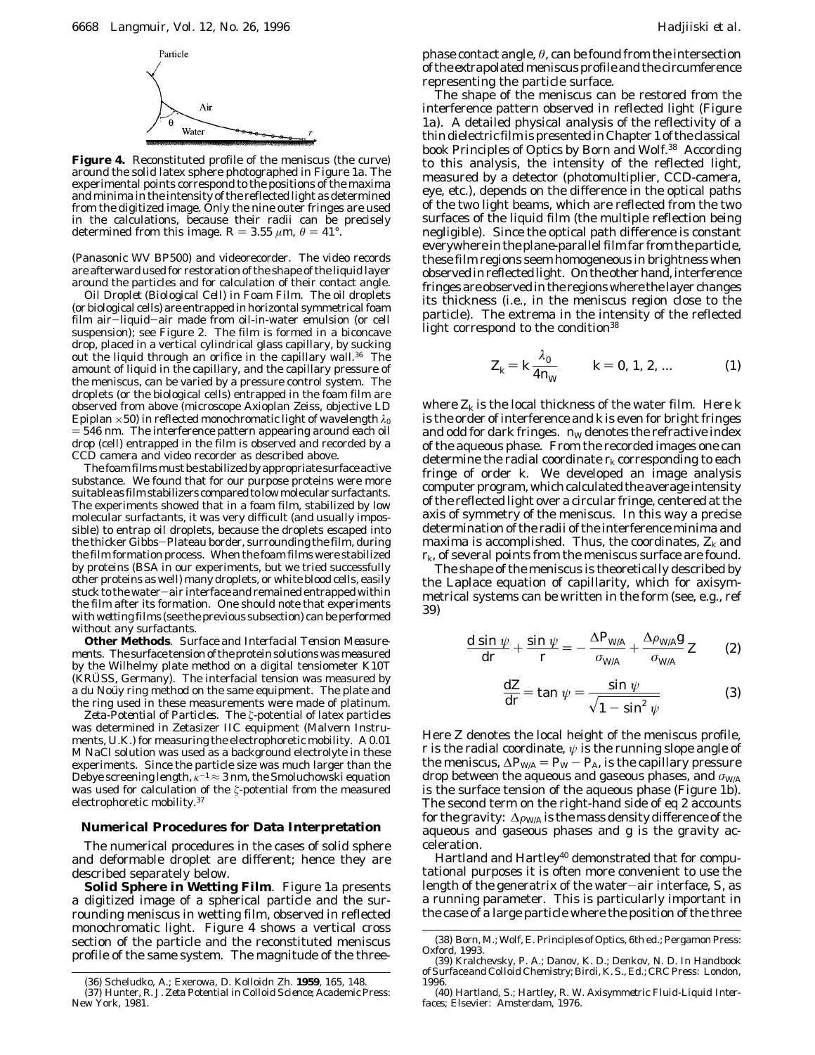Particle

Air

θ

Water

r

**Figure 4.** Reconstituted profile of the meniscus (the curve) around the solid latex sphere photographed in Figure 1a. The experimental points correspond to the positions of the maxima and minima in the intensity of the reflected light as determined from the digitized image. Only the nine outer fringes are used in the calculations, because their radii can be precisely determined from this image. $R = 3.55\ \mu m$, $\theta = 41°$.

(Panasonic WV BP500) and videorecorder. The video records are afterward used for restoration of the shape of the liquid layer around the particles and for calculation of their contact angle.

*Oil Droplet (Biological Cell) in Foam Film.* The oil droplets (or biological cells) are entrapped in horizontal symmetrical foam film air–liquid–air made from oil-in-water emulsion (or cell suspension); see Figure 2. The film is formed in a biconcave drop, placed in a vertical cylindrical glass capillary, by sucking out the liquid through an orifice in the capillary wall.[36] The amount of liquid in the capillary, and the capillary pressure of the meniscus, can be varied by a pressure control system. The droplets (or the biological cells) entrapped in the foam film are observed from above (microscope Axioplan Zeiss, objective LD Epiplan ×50) in reflected monochromatic light of wavelength $\lambda_0$ = 546 nm. The interference pattern appearing around each oil drop (cell) entrapped in the film is observed and recorded by a CCD camera and video recorder as described above.

The foam films must be stabilized by appropriate surface active substance. We found that for our purpose proteins were more suitable as film stabilizers compared to low molecular surfactants. The experiments showed that in a foam film, stabilized by low molecular surfactants, it was very difficult (and usually impossible) to entrap oil droplets, because the droplets escaped into the thicker Gibbs–Plateau border, surrounding the film, during the film formation process. When the foam films were stabilized by proteins (BSA in our experiments, but we tried successfully other proteins as well) many droplets, or white blood cells, easily stuck to the water–air interface and remained entrapped within the film after its formation. One should note that experiments with wetting films (see the previous subsection) can be performed without any surfactants.

**Other Methods**. *Surface and Interfacial Tension Measurements.* The surface tension of the protein solutions was measured by the Wilhelmy plate method on a digital tensiometer K10T (KRÜSS, Germany). The interfacial tension was measured by a du Noüy ring method on the same equipment. The plate and the ring used in these measurements were made of platinum.

*Zeta-Potential of Particles.* The ζ-potential of latex particles was determined in Zetasizer IIC equipment (Malvern Instruments, U.K.) for measuring the electrophoretic mobility. A 0.01 M NaCl solution was used as a background electrolyte in these experiments. Since the particle size was much larger than the Debye screening length, $\kappa^{-1} \approx 3$ nm, the Smoluchowski equation was used for calculation of the ζ-potential from the measured electrophoretic mobility.[37]

## Numerical Procedures for Data Interpretation

The numerical procedures in the cases of solid sphere and deformable droplet are different; hence they are described separately below.

**Solid Sphere in Wetting Film**. Figure 1a presents a digitized image of a spherical particle and the surrounding meniscus in wetting film, observed in reflected monochromatic light. Figure 4 shows a vertical cross section of the particle and the reconstituted meniscus profile of the same system. The magnitude of the three-phase contact angle, θ, can be found from the intersection of the extrapolated meniscus profile and the circumference representing the particle surface.

The shape of the meniscus can be restored from the interference pattern observed in reflected light (Figure 1a). A detailed physical analysis of the reflectivity of a thin dielectric film is presented in Chapter 1 of the classical book *Principles of Optics* by Born and Wolf.[38] According to this analysis, the intensity of the reflected light, measured by a detector (photomultiplier, CCD-camera, eye, etc.), depends on the difference in the optical paths of the two light beams, which are reflected from the two surfaces of the liquid film (the multiple reflection being negligible). Since the optical path difference is constant everywhere in the plane-parallel film far from the particle, these film regions seem homogeneous in brightness when observed in reflected light. On the other hand, interference fringes are observed in the regions where the layer changes its thickness (i.e., in the meniscus region close to the particle). The extrema in the intensity of the reflected light correspond to the condition[38]

$$Z_k = k\frac{\lambda_0}{4n_W} \qquad k = 0, 1, 2, ... \tag{1}$$

where $Z_k$ is the local thickness of the water film. Here $k$ is the order of interference and $k$ is even for bright fringes and odd for dark fringes. $n_W$ denotes the refractive index of the aqueous phase. From the recorded images one can determine the radial coordinate $r_k$ corresponding to each fringe of order $k$. We developed an image analysis computer program, which calculated the average intensity of the reflected light over a circular fringe, centered at the axis of symmetry of the meniscus. In this way a precise determination of the radii of the interference minima and maxima is accomplished. Thus, the coordinates, $Z_k$ and $r_k$, of several points from the meniscus surface are found.

The shape of the meniscus is theoretically described by the Laplace equation of capillarity, which for axisymmetrical systems can be written in the form (see, e.g., ref 39)

$$\frac{d \sin \psi}{dr} + \frac{\sin \psi}{r} = -\frac{\Delta P_{W/A}}{\sigma_{W/A}} + \frac{\Delta \rho_{W/A} g}{\sigma_{W/A}} Z \tag{2}$$

$$\frac{dZ}{dr} = \tan \psi = \frac{\sin \psi}{\sqrt{1 - \sin^2 \psi}} \tag{3}$$

Here $Z$ denotes the local height of the meniscus profile, $r$ is the radial coordinate, $\psi$ is the running slope angle of the meniscus, $\Delta P_{W/A} = P_W - P_A$, is the capillary pressure drop between the aqueous and gaseous phases, and $\sigma_{W/A}$ is the surface tension of the aqueous phase (Figure 1b). The second term on the right-hand side of eq 2 accounts for the gravity: $\Delta\rho_{W/A}$ is the mass density difference of the aqueous and gaseous phases and $g$ is the gravity acceleration.

Hartland and Hartley[40] demonstrated that for computational purposes it is often more convenient to use the length of the generatrix of the water–air interface, $S$, as a running parameter. This is particularly important in the case of a large particle where the position of the three

(36) Scheludko, A.; Exerowa, D. *Kolloidn Zh.* **1959**, 165, 148.
(37) Hunter, R. J. *Zeta Potential in Colloid Science*; Academic Press: New York, 1981.
(38) Born, M.; Wolf, E. *Principles of Optics*, 6th ed.; Pergamon Press: Oxford, 1993.
(39) Kralchevsky, P. A.; Danov, K. D.; Denkov, N. D. In *Handbook of Surface and Colloid Chemistry*; Birdi, K. S., Ed.; CRC Press: London, 1996.
(40) Hartland, S.; Hartley, R. W. *Axisymmetric Fluid-Liquid Interfaces*; Elsevier: Amsterdam, 1976.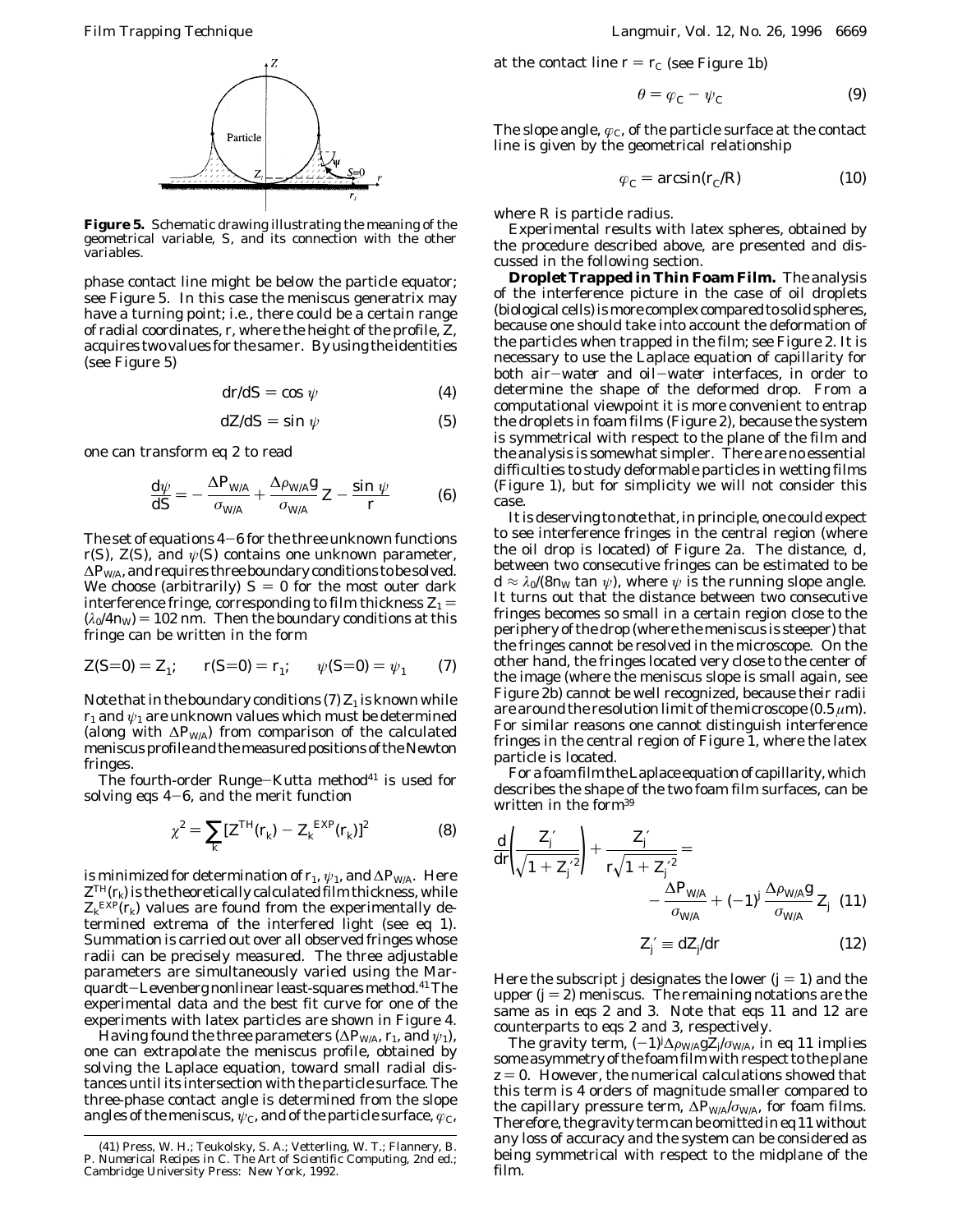**Figure 5.** Schematic drawing illustrating the meaning of the geometrical variable, $S$, and its connection with the other variables.

phase contact line might be below the particle equator; see Figure 5. In this case the meniscus generatrix may have a turning point; i.e., there could be a certain range of radial coordinates, $r$, where the height of the profile, $Z$, acquires two values for the same $r$. By using the identities (see Figure 5)

$$dr/dS = \cos \psi \tag{4}$$

$$dZ/dS = \sin \psi \tag{5}$$

one can transform eq 2 to read

$$\frac{d\psi}{dS} = -\frac{\Delta P_{W/A}}{\sigma_{W/A}} + \frac{\Delta \rho_{W/A} g}{\sigma_{W/A}} Z - \frac{\sin \psi}{r} \tag{6}$$

The set of equations 4–6 for the three unknown functions $r(S)$, $Z(S)$, and $\psi(S)$ contains one unknown parameter, $\Delta P_{W/A}$, and requires three boundary conditions to be solved. We choose (arbitrarily) $S = 0$ for the most outer dark interference fringe, corresponding to film thickness $Z_1 = (\lambda_0/4n_W) = 102$ nm. Then the boundary conditions at this fringe can be written in the form

$$Z(S=0) = Z_1; \qquad r(S=0) = r_1; \qquad \psi(S=0) = \psi_1 \tag{7}$$

Note that in the boundary conditions (7) $Z_1$ is known while $r_1$ and $\psi_1$ are unknown values which must be determined (along with $\Delta P_{W/A}$) from comparison of the calculated meniscus profile and the measured positions of the Newton fringes.

The fourth-order Runge–Kutta method[41] is used for solving eqs 4–6, and the merit function

$$\chi^2 = \sum_k [Z^{TH}(r_k) - Z_k^{EXP}(r_k)]^2 \tag{8}$$

is minimized for determination of $r_1$, $\psi_1$, and $\Delta P_{W/A}$. Here $Z^{TH}(r_k)$ is the theoretically calculated film thickness, while $Z_k^{EXP}(r_k)$ values are found from the experimentally determined extrema of the interfered light (see eq 1). Summation is carried out over all observed fringes whose radii can be precisely measured. The three adjustable parameters are simultaneously varied using the Marquardt–Levenberg nonlinear least-squares method.[41] The experimental data and the best fit curve for one of the experiments with latex particles are shown in Figure 4.

Having found the three parameters ($\Delta P_{W/A}$, $r_1$, and $\psi_1$), one can extrapolate the meniscus profile, obtained by solving the Laplace equation, toward small radial distances until its intersection with the particle surface. The three-phase contact angle is determined from the slope angles of the meniscus, $\psi_C$, and of the particle surface, $\varphi_C$, at the contact line $r = r_C$ (see Figure 1b)

$$\theta = \varphi_C - \psi_C \tag{9}$$

The slope angle, $\varphi_C$, of the particle surface at the contact line is given by the geometrical relationship

$$\varphi_C = \arcsin(r_C/R) \tag{10}$$

where $R$ is particle radius.

Experimental results with latex spheres, obtained by the procedure described above, are presented and discussed in the following section.

**Droplet Trapped in Thin Foam Film.** The analysis of the interference picture in the case of oil droplets (biological cells) is more complex compared to solid spheres, because one should take into account the deformation of the particles when trapped in the film; see Figure 2. It is necessary to use the Laplace equation of capillarity for both air–water and oil–water interfaces, in order to determine the shape of the deformed drop. From a computational viewpoint it is more convenient to entrap the droplets in foam films (Figure 2), because the system is symmetrical with respect to the plane of the film and the analysis is somewhat simpler. There are no essential difficulties to study deformable particles in wetting films (Figure 1), but for simplicity we will not consider this case.

It is deserving to note that, in principle, one could expect to see interference fringes in the central region (where the oil drop is located) of Figure 2a. The distance, $d$, between two consecutive fringes can be estimated to be $d \approx \lambda_0/(8n_W \tan \psi)$, where $\psi$ is the running slope angle. It turns out that the distance between two consecutive fringes becomes so small in a certain region close to the periphery of the drop (where the meniscus is steeper) that the fringes cannot be resolved in the microscope. On the other hand, the fringes located very close to the center of the image (where the meniscus slope is small again, see Figure 2b) cannot be well recognized, because their radii are around the resolution limit of the microscope (0.5 $\mu$m). For similar reasons one cannot distinguish interference fringes in the central region of Figure 1, where the latex particle is located.

For a foam film the Laplace equation of capillarity, which describes the shape of the two foam film surfaces, can be written in the form[39]

$$\frac{d}{dr}\left(\frac{Z_j'}{\sqrt{1 + Z_j'^2}}\right) + \frac{Z_j'}{r\sqrt{1 + Z_j'^2}} = -\frac{\Delta P_{W/A}}{\sigma_{W/A}} + (-1)^j \frac{\Delta \rho_{W/A} g}{\sigma_{W/A}} Z_j \tag{11}$$

$$Z_j' \equiv dZ_j/dr \tag{12}$$

Here the subscript $j$ designates the lower ($j = 1$) and the upper ($j = 2$) meniscus. The remaining notations are the same as in eqs 2 and 3. Note that eqs 11 and 12 are counterparts to eqs 2 and 3, respectively.

The gravity term, $(-1)^j \Delta \rho_{W/A} g Z_j/\sigma_{W/A}$, in eq 11 implies some asymmetry of the foam film with respect to the plane $z = 0$. However, the numerical calculations showed that this term is 4 orders of magnitude smaller compared to the capillary pressure term, $\Delta P_{W/A}/\sigma_{W/A}$, for foam films. Therefore, the gravity term can be omitted in eq 11 without any loss of accuracy and the system can be considered as being symmetrical with respect to the midplane of the film.

(41) Press, W. H.; Teukolsky, S. A.; Vetterling, W. T.; Flannery, B. P. *Numerical Recipes in C. The Art of Scientific Computing*, 2nd ed.; Cambridge University Press: New York, 1992.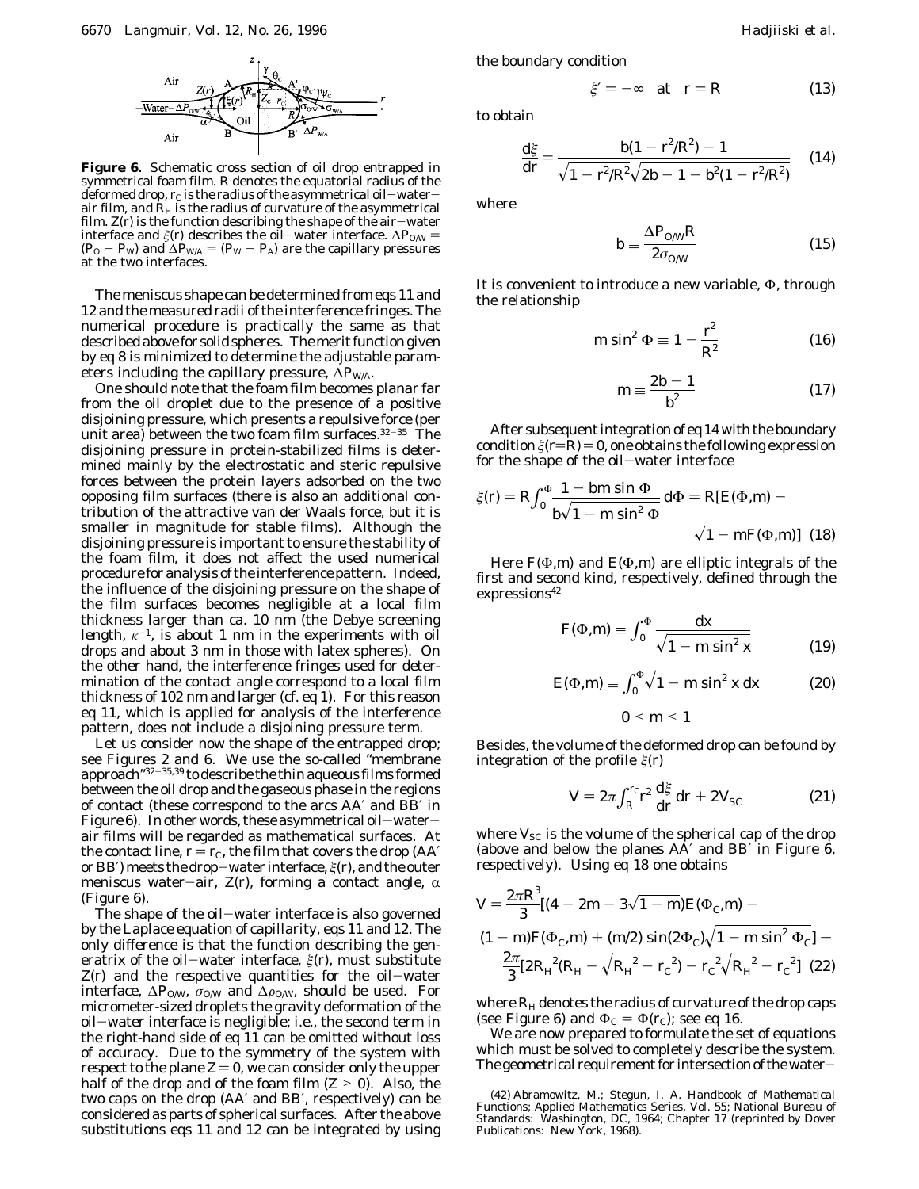**Figure 6.** Schematic cross section of oil drop entrapped in symmetrical foam film. $R$ denotes the equatorial radius of the deformed drop, $r_C$ is the radius of the asymmetrical oil–water–air film, and $R_H$ is the radius of curvature of the asymmetrical film. $Z(r)$ is the function describing the shape of the air–water interface and $\xi(r)$ describes the oil–water interface. $\Delta P_{O/W} = (P_O - P_W)$ and $\Delta P_{W/A} = (P_W - P_A)$ are the capillary pressures at the two interfaces.

The meniscus shape can be determined from eqs 11 and 12 and the measured radii of the interference fringes. The numerical procedure is practically the same as that described above for solid spheres. The merit function given by eq 8 is minimized to determine the adjustable parameters including the capillary pressure, $\Delta P_{W/A}$.

One should note that the foam film becomes planar far from the oil droplet due to the presence of a positive disjoining pressure, which presents a repulsive force (per unit area) between the two foam film surfaces.[32–35] The disjoining pressure in protein-stabilized films is determined mainly by the electrostatic and steric repulsive forces between the protein layers adsorbed on the two opposing film surfaces (there is also an additional contribution of the attractive van der Waals force, but it is smaller in magnitude for stable films). Although the disjoining pressure is important to ensure the stability of the foam film, it does not affect the used numerical procedure for analysis of the interference pattern. Indeed, the influence of the disjoining pressure on the shape of the film surfaces becomes negligible at a local film thickness larger than ca. 10 nm (the Debye screening length, $\kappa^{-1}$, is about 1 nm in the experiments with oil drops and about 3 nm in those with latex spheres). On the other hand, the interference fringes used for determination of the contact angle correspond to a local film thickness of 102 nm and larger (cf. eq 1). For this reason eq 11, which is applied for analysis of the interference pattern, does not include a disjoining pressure term.

Let us consider now the shape of the entrapped drop; see Figures 2 and 6. We use the so-called "membrane approach"[32–35,39] to describe the thin aqueous films formed between the oil drop and the gaseous phase in the regions of contact (these correspond to the arcs AA′ and BB′ in Figure 6). In other words, these asymmetrical oil–water–air films will be regarded as mathematical surfaces. At the contact line, $r = r_C$, the film that covers the drop (AA′ or BB′) meets the drop–water interface, $\xi(r)$, and the outer meniscus water–air, $Z(r)$, forming a contact angle, $\alpha$ (Figure 6).

The shape of the oil–water interface is also governed by the Laplace equation of capillarity, eqs 11 and 12. The only difference is that the function describing the generatrix of the oil–water interface, $\xi(r)$, must substitute $Z(r)$ and the respective quantities for the oil–water interface, $\Delta P_{O/W}$, $\sigma_{O/W}$ and $\Delta\rho_{O/W}$, should be used. For micrometer-sized droplets the gravity deformation of the oil–water interface is negligible; i.e., the second term in the right-hand side of eq 11 can be omitted without loss of accuracy. Due to the symmetry of the system with respect to the plane $Z = 0$, we can consider only the upper half of the drop and of the foam film ($Z > 0$). Also, the two caps on the drop (AA′ and BB′, respectively) can be considered as parts of spherical surfaces. After the above substitutions eqs 11 and 12 can be integrated by using the boundary condition

$$\xi' = -\infty \quad \text{at} \quad r = R \tag{13}$$

to obtain

$$\frac{d\xi}{dr} = \frac{b(1 - r^2/R^2) - 1}{\sqrt{1 - r^2/R^2}\sqrt{2b - 1 - b^2(1 - r^2/R^2)}} \tag{14}$$

where

$$b \equiv \frac{\Delta P_{O/W} R}{2\sigma_{O/W}} \tag{15}$$

It is convenient to introduce a new variable, $\Phi$, through the relationship

$$m \sin^2 \Phi \equiv 1 - \frac{r^2}{R^2} \tag{16}$$

$$m \equiv \frac{2b - 1}{b^2} \tag{17}$$

After subsequent integration of eq 14 with the boundary condition $\xi(r=R) = 0$, one obtains the following expression for the shape of the oil–water interface

$$\xi(r) = R\int_0^{\Phi} \frac{1 - bm \sin \Phi}{b\sqrt{1 - m \sin^2 \Phi}}\, d\Phi = R[E(\Phi,m) - \sqrt{1 - m}F(\Phi,m)] \tag{18}$$

Here $F(\Phi,m)$ and $E(\Phi,m)$ are elliptic integrals of the first and second kind, respectively, defined through the expressions[42]

$$F(\Phi,m) \equiv \int_0^{\Phi} \frac{dx}{\sqrt{1 - m \sin^2 x}} \tag{19}$$

$$E(\Phi,m) \equiv \int_0^{\Phi} \sqrt{1 - m \sin^2 x}\, dx \tag{20}$$

$$0 < m < 1$$

Besides, the volume of the deformed drop can be found by integration of the profile $\xi(r)$

$$V = 2\pi\int_R^{r_C} r^2 \frac{d\xi}{dr}\, dr + 2V_{SC} \tag{21}$$

where $V_{SC}$ is the volume of the spherical cap of the drop (above and below the planes AA′ and BB′ in Figure 6, respectively). Using eq 18 one obtains

$$V = \frac{2\pi R^3}{3}[(4 - 2m - 3\sqrt{1 - m})E(\Phi_C,m) - (1 - m)F(\Phi_C,m) + (m/2)\sin(2\Phi_C)\sqrt{1 - m \sin^2 \Phi_C}] + \frac{2\pi}{3}[2R_H^{\,2}(R_H - \sqrt{R_H^{\,2} - r_C^{\,2}}) - r_C^{\,2}\sqrt{R_H^{\,2} - r_C^{\,2}}] \tag{22}$$

where $R_H$ denotes the radius of curvature of the drop caps (see Figure 6) and $\Phi_C = \Phi(r_C)$; see eq 16.

We are now prepared to formulate the set of equations which must be solved to completely describe the system. The geometrical requirement for intersection of the water–

(42) Abramowitz, M.; Stegun, I. A. Handbook of Mathematical Functions; Applied Mathematics Series, Vol. 55; National Bureau of Standards: Washington, DC, 1964; Chapter 17 (reprinted by Dover Publications: New York, 1968).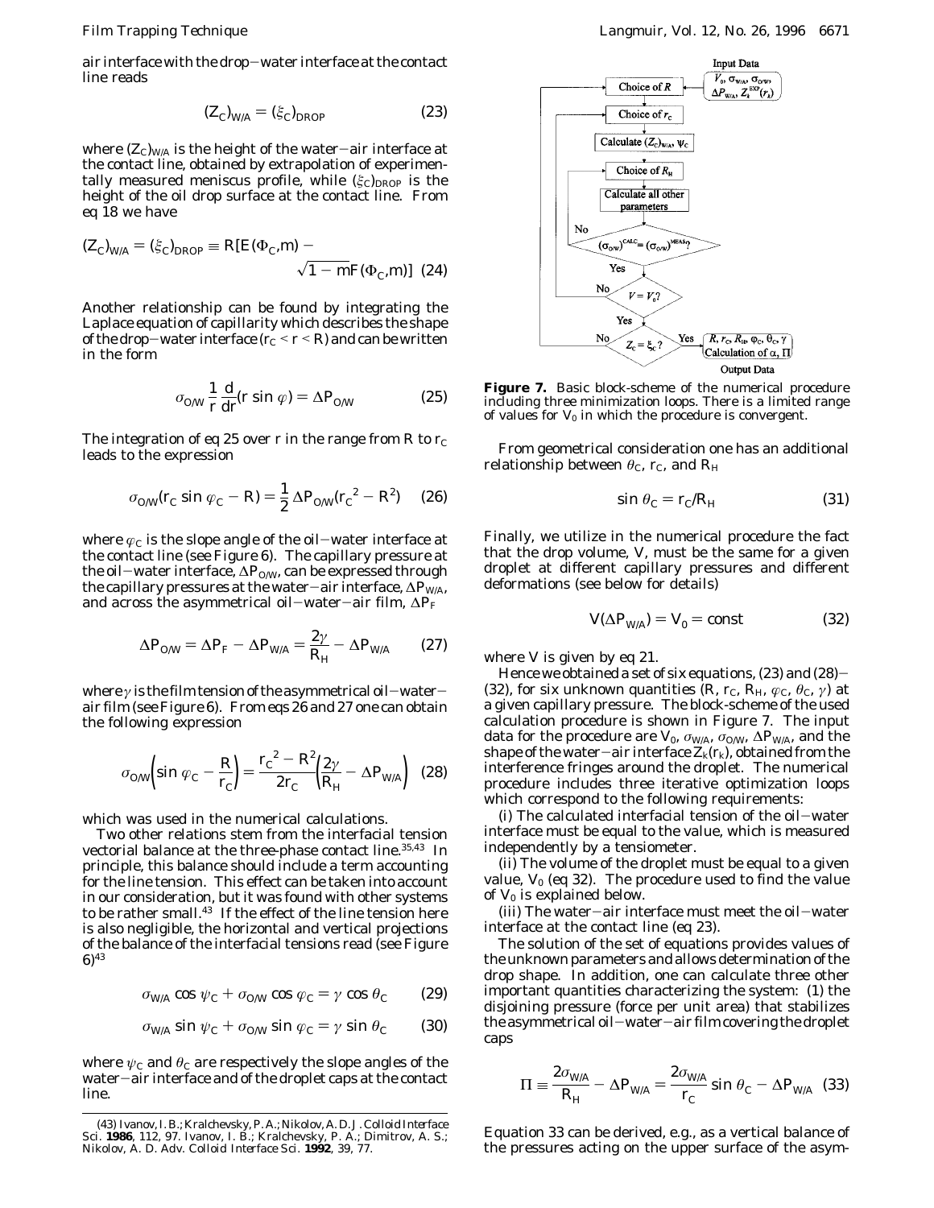air interface with the drop–water interface at the contact line reads

$$(Z_C)_{W/A} = (\xi_C)_{DROP} \tag{23}$$

where $(Z_C)_{W/A}$ is the height of the water–air interface at the contact line, obtained by extrapolation of experimentally measured meniscus profile, while $(\xi_C)_{DROP}$ is the height of the oil drop surface at the contact line. From eq 18 we have

$$(Z_C)_{W/A} = (\xi_C)_{DROP} \equiv R[E(\Phi_C,m) - \sqrt{1-m}F(\Phi_C,m)] \tag{24}$$

Another relationship can be found by integrating the Laplace equation of capillarity which describes the shape of the drop–water interface ($r_C < r < R$) and can be written in the form

$$\sigma_{O/W}\frac{1}{r}\frac{d}{dr}(r \sin \varphi) = \Delta P_{O/W} \tag{25}$$

The integration of eq 25 over $r$ in the range from $R$ to $r_C$ leads to the expression

$$\sigma_{O/W}(r_C \sin \varphi_C - R) = \frac{1}{2}\Delta P_{O/W}(r_C^2 - R^2) \tag{26}$$

where $\varphi_C$ is the slope angle of the oil–water interface at the contact line (see Figure 6). The capillary pressure at the oil–water interface, $\Delta P_{O/W}$, can be expressed through the capillary pressures at the water–air interface, $\Delta P_{W/A}$, and across the asymmetrical oil–water–air film, $\Delta P_F$

$$\Delta P_{O/W} = \Delta P_F - \Delta P_{W/A} = \frac{2\gamma}{R_H} - \Delta P_{W/A} \tag{27}$$

where $\gamma$ is the film tension of the asymmetrical oil–water–air film (see Figure 6). From eqs 26 and 27 one can obtain the following expression

$$\sigma_{O/W}\left(\sin \varphi_C - \frac{R}{r_C}\right) = \frac{r_C^2 - R^2}{2r_C}\left(\frac{2\gamma}{R_H} - \Delta P_{W/A}\right) \tag{28}$$

which was used in the numerical calculations.

Two other relations stem from the interfacial tension vectorial balance at the three-phase contact line.[35,43] In principle, this balance should include a term accounting for the line tension. This effect can be taken into account in our consideration, but it was found with other systems to be rather small.[43] If the effect of the line tension here is also negligible, the horizontal and vertical projections of the balance of the interfacial tensions read (see Figure 6)[43]

$$\sigma_{W/A} \cos \psi_C + \sigma_{O/W} \cos \varphi_C = \gamma \cos \theta_C \tag{29}$$

$$\sigma_{W/A} \sin \psi_C + \sigma_{O/W} \sin \varphi_C = \gamma \sin \theta_C \tag{30}$$

where $\psi_C$ and $\theta_C$ are respectively the slope angles of the water–air interface and of the droplet caps at the contact line.

(43) Ivanov, I. B.; Kralchevsky, P. A.; Nikolov, A. D. *J. Colloid Interface Sci.* **1986**, 112, 97. Ivanov, I. B.; Kralchevsky, P. A.; Dimitrov, A. S.; Nikolov, A. D. *Adv. Colloid Interface Sci.* **1992**, 39, 77.

**Figure 7.** Basic block-scheme of the numerical procedure including three minimization loops. There is a limited range of values for $V_0$ in which the procedure is convergent.

From geometrical consideration one has an additional relationship between $\theta_C$, $r_C$, and $R_H$

$$\sin \theta_C = r_C/R_H \tag{31}$$

Finally, we utilize in the numerical procedure the fact that the drop volume, $V$, must be the same for a given droplet at different capillary pressures and different deformations (see below for details)

$$V(\Delta P_{W/A}) = V_0 = \text{const} \tag{32}$$

where $V$ is given by eq 21.

Hence we obtained a set of six equations, (23) and (28)–(32), for six unknown quantities ($R$, $r_C$, $R_H$, $\varphi_C$, $\theta_C$, $\gamma$) at a given capillary pressure. The block-scheme of the used calculation procedure is shown in Figure 7. The input data for the procedure are $V_0$, $\sigma_{W/A}$, $\sigma_{O/W}$, $\Delta P_{W/A}$, and the shape of the water–air interface $Z_k(r_k)$, obtained from the interference fringes around the droplet. The numerical procedure includes three iterative optimization loops which correspond to the following requirements:

(i) The calculated interfacial tension of the oil–water interface must be equal to the value, which is measured independently by a tensiometer.

(ii) The volume of the droplet must be equal to a given value, $V_0$ (eq 32). The procedure used to find the value of $V_0$ is explained below.

(iii) The water–air interface must meet the oil–water interface at the contact line (eq 23).

The solution of the set of equations provides values of the unknown parameters and allows determination of the drop shape. In addition, one can calculate three other important quantities characterizing the system: (1) the disjoining pressure (force per unit area) that stabilizes the asymmetrical oil–water–air film covering the droplet caps

$$\Pi \equiv \frac{2\sigma_{W/A}}{R_H} - \Delta P_{W/A} = \frac{2\sigma_{W/A}}{r_C}\sin \theta_C - \Delta P_{W/A} \tag{33}$$

Equation 33 can be derived, e.g., as a vertical balance of the pressures acting on the upper surface of the asym-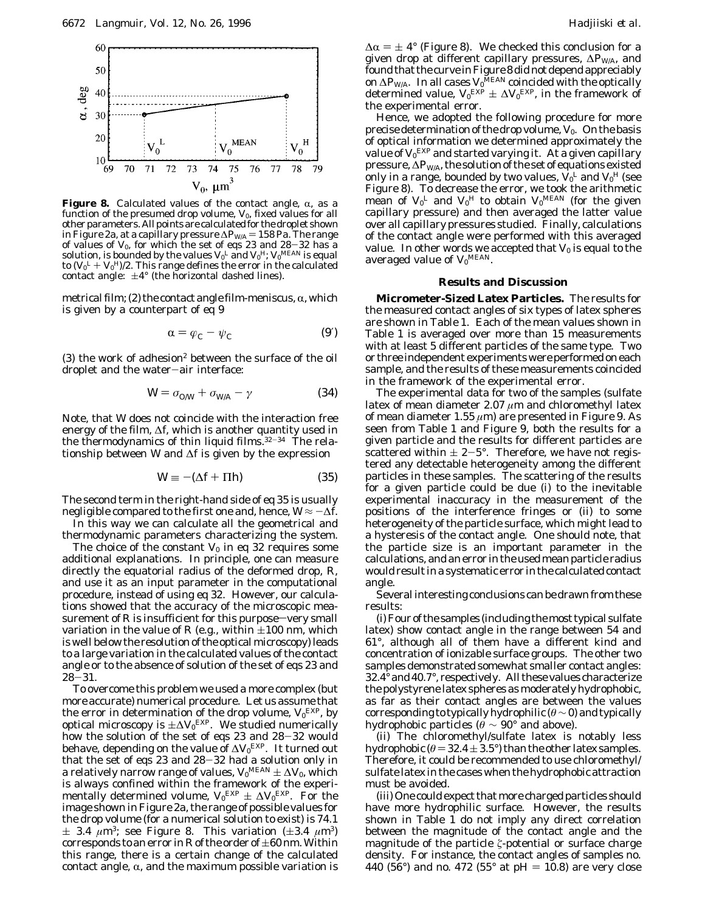**Figure 8.** Calculated values of the contact angle, $\alpha$, as a function of the presumed drop volume, $V_0$, fixed values for all other parameters. All points are calculated for the droplet shown in Figure 2a, at a capillary pressure $\Delta P_{W/A} = 158$ Pa. The range of values of $V_0$, for which the set of eqs 23 and 28−32 has a solution, is bounded by the values $V_0^L$ and $V_0^H$; $V_0^{MEAN}$ is equal to $(V_0^L + V_0^H)/2$. This range defines the error in the calculated contact angle: $\pm 4°$ (the horizontal dashed lines).

metrical film; (2) the contact angle film-meniscus, $\alpha$, which is given by a counterpart of eq 9

$$\alpha = \varphi_C - \psi_C \tag{9'}$$

(3) the work of adhesion[2] between the surface of the oil droplet and the water−air interface:

$$W = \sigma_{O/W} + \sigma_{W/A} - \gamma \tag{34}$$

Note, that $W$ does not coincide with the interaction free energy of the film, $\Delta f$, which is another quantity used in the thermodynamics of thin liquid films.[32-34] The relationship between $W$ and $\Delta f$ is given by the expression

$$W \equiv -(\Delta f + \Pi h) \tag{35}$$

The second term in the right-hand side of eq 35 is usually negligible compared to the first one and, hence, $W \approx -\Delta f$.

In this way we can calculate all the geometrical and thermodynamic parameters characterizing the system.

The choice of the constant $V_0$ in eq 32 requires some additional explanations. In principle, one can measure directly the equatorial radius of the deformed drop, $R$, and use it as an input parameter in the computational procedure, instead of using eq 32. However, our calculations showed that the accuracy of the microscopic measurement of $R$ is insufficient for this purpose—very small variation in the value of $R$ (e.g., within $\pm 100$ nm, which is well below the resolution of the optical microscopy) leads to a large variation in the calculated values of the contact angle or to the absence of solution of the set of eqs 23 and 28−31.

To overcome this problem we used a more complex (but more accurate) numerical procedure. Let us assume that the error in determination of the drop volume, $V_0^{EXP}$, by optical microscopy is $\pm \Delta V_0^{EXP}$. We studied numerically how the solution of the set of eqs 23 and 28−32 would behave, depending on the value of $\Delta V_0^{EXP}$. It turned out that the set of eqs 23 and 28−32 had a solution only in a relatively narrow range of values, $V_0^{MEAN} \pm \Delta V_0$, which is always confined within the framework of the experimentally determined volume, $V_0^{EXP} \pm \Delta V_0^{EXP}$. For the image shown in Figure 2a, the range of possible values for the drop volume (for a numerical solution to exist) is 74.1 $\pm$ 3.4 $\mu$m$^3$; see Figure 8. This variation ($\pm 3.4$ $\mu$m$^3$) corresponds to an error in $R$ of the order of $\pm 60$ nm. Within this range, there is a certain change of the calculated contact angle, $\alpha$, and the maximum possible variation is $\Delta\alpha = \pm 4°$ (Figure 8). We checked this conclusion for a given drop at different capillary pressures, $\Delta P_{W/A}$, and found that the curve in Figure 8 did not depend appreciably on $\Delta P_{W/A}$. In all cases $V_0^{MEAN}$ coincided with the optically determined value, $V_0^{EXP} \pm \Delta V_0^{EXP}$, in the framework of the experimental error.

Hence, we adopted the following procedure for more precise determination of the drop volume, $V_0$. On the basis of optical information we determined approximately the value of $V_0^{EXP}$ and started varying it. At a given capillary pressure, $\Delta P_{W/A}$, the solution of the set of equations existed only in a range, bounded by two values, $V_0^L$ and $V_0^H$ (see Figure 8). To decrease the error, we took the arithmetic mean of $V_0^L$ and $V_0^H$ to obtain $V_0^{MEAN}$ (for the given capillary pressure) and then averaged the latter value over all capillary pressures studied. Finally, calculations of the contact angle were performed with this averaged value. In other words we accepted that $V_0$ is equal to the averaged value of $V_0^{MEAN}$.

## Results and Discussion

**Micrometer-Sized Latex Particles.** The results for the measured contact angles of six types of latex spheres are shown in Table 1. Each of the mean values shown in Table 1 is averaged over more than 15 measurements with at least 5 different particles of the same type. Two or three independent experiments were performed on each sample, and the results of these measurements coincided in the framework of the experimental error.

The experimental data for two of the samples (sulfate latex of mean diameter 2.07 $\mu$m and chloromethyl latex of mean diameter 1.55 $\mu$m) are presented in Figure 9. As seen from Table 1 and Figure 9, both the results for a given particle and the results for different particles are scattered within $\pm$ 2−5°. Therefore, we have not registered any detectable heterogeneity among the different particles in these samples. The scattering of the results for a given particle could be due (i) to the inevitable experimental inaccuracy in the measurement of the positions of the interference fringes or (ii) to some heterogeneity of the particle surface, which might lead to a hysteresis of the contact angle. One should note, that the particle size is an important parameter in the calculations, and an error in the used mean particle radius would result in a systematic error in the calculated contact angle.

Several interesting conclusions can be drawn from these results:

(i) Four of the samples (including the most typical sulfate latex) show contact angle in the range between 54 and 61°, although all of them have a different kind and concentration of ionizable surface groups. The other two samples demonstrated somewhat smaller contact angles: 32.4° and 40.7°, respectively. All these values characterize the polystyrene latex spheres as moderately hydrophobic, as far as their contact angles are between the values corresponding to typically hydrophilic ($\theta \sim 0$) and typically hydrophobic particles ($\theta \sim 90°$ and above).

(ii) The chloromethyl/sulfate latex is notably less hydrophobic ($\theta = 32.4 \pm 3.5°$) than the other latex samples. Therefore, it could be recommended to use chloromethyl/sulfate latex in the cases when the hydrophobic attraction must be avoided.

(iii) One could expect that more charged particles should have more hydrophilic surface. However, the results shown in Table 1 do not imply any direct correlation between the magnitude of the contact angle and the magnitude of the particle $\zeta$-potential or surface charge density. For instance, the contact angles of samples no. 440 (56°) and no. 472 (55° at pH = 10.8) are very close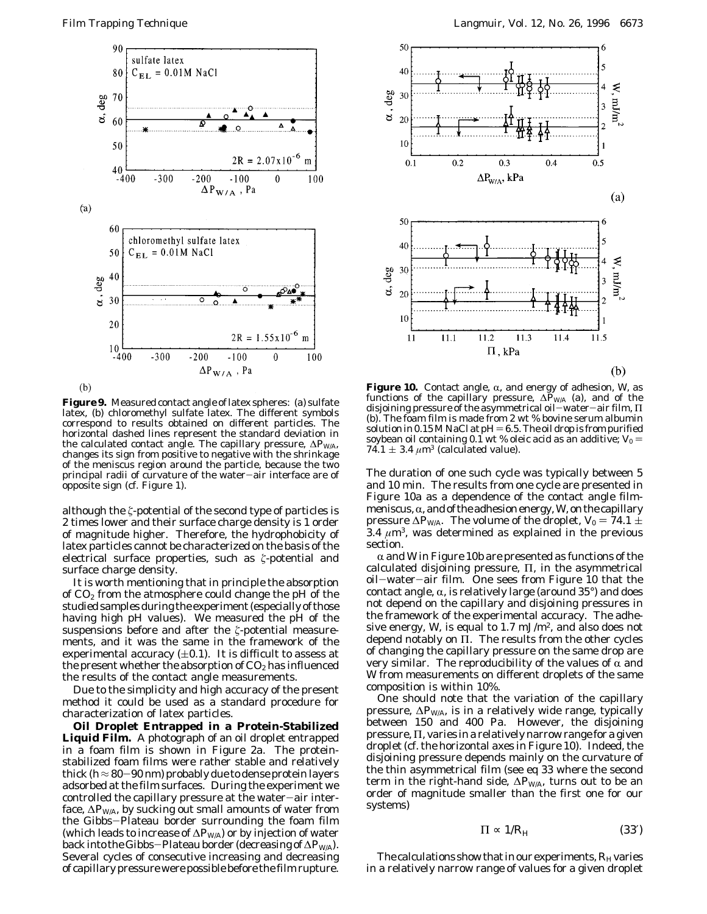**Figure 9.** Measured contact angle of latex spheres: (a) sulfate latex, (b) chloromethyl sulfate latex. The different symbols correspond to results obtained on different particles. The horizontal dashed lines represent the standard deviation in the calculated contact angle. The capillary pressure, $\Delta P_{W/A}$, changes its sign from positive to negative with the shrinkage of the meniscus region around the particle, because the two principal radii of curvature of the water–air interface are of opposite sign (cf. Figure 1).

although the $\zeta$-potential of the second type of particles is 2 times lower and their surface charge density is 1 order of magnitude higher. Therefore, the hydrophobicity of latex particles cannot be characterized on the basis of the electrical surface properties, such as $\zeta$-potential and surface charge density.

It is worth mentioning that in principle the absorption of $CO_2$ from the atmosphere could change the pH of the studied samples during the experiment (especially of those having high pH values). We measured the pH of the suspensions before and after the $\zeta$-potential measurements, and it was the same in the framework of the experimental accuracy ($\pm 0.1$). It is difficult to assess at the present whether the absorption of $CO_2$ has influenced the results of the contact angle measurements.

Due to the simplicity and high accuracy of the present method it could be used as a standard procedure for characterization of latex particles.

**Oil Droplet Entrapped in a Protein-Stabilized Liquid Film.** A photograph of an oil droplet entrapped in a foam film is shown in Figure 2a. The protein-stabilized foam films were rather stable and relatively thick ($h \approx 80$–$90$ nm) probably due to dense protein layers adsorbed at the film surfaces. During the experiment we controlled the capillary pressure at the water–air interface, $\Delta P_{W/A}$, by sucking out small amounts of water from the Gibbs–Plateau border surrounding the foam film (which leads to increase of $\Delta P_{W/A}$) or by injection of water back into the Gibbs–Plateau border (decreasing of $\Delta P_{W/A}$). Several cycles of consecutive increasing and decreasing of capillary pressure were possible before the film rupture.

**Figure 10.** Contact angle, $\alpha$, and energy of adhesion, $W$, as functions of the capillary pressure, $\Delta P_{W/A}$ (a), and of the disjoining pressure of the asymmetrical oil–water–air film, $\Pi$ (b). The foam film is made from 2 wt % bovine serum albumin solution in 0.15 M NaCl at pH = 6.5. The oil drop is from purified soybean oil containing 0.1 wt % oleic acid as an additive; $V_0 = 74.1 \pm 3.4\ \mu m^3$ (calculated value).

The duration of one such cycle was typically between 5 and 10 min. The results from one cycle are presented in Figure 10a as a dependence of the contact angle film-meniscus, $\alpha$, and of the adhesion energy, $W$, on the capillary pressure $\Delta P_{W/A}$. The volume of the droplet, $V_0 = 74.1 \pm 3.4\ \mu m^3$, was determined as explained in the previous section.

$\alpha$ and $W$ in Figure 10b are presented as functions of the calculated disjoining pressure, $\Pi$, in the asymmetrical oil–water–air film. One sees from Figure 10 that the contact angle, $\alpha$, is relatively large (around 35°) and does not depend on the capillary and disjoining pressures in the framework of the experimental accuracy. The adhesive energy, $W$, is equal to 1.7 mJ/m², and also does not depend notably on $\Pi$. The results from the other cycles of changing the capillary pressure on the same drop are very similar. The reproducibility of the values of $\alpha$ and $W$ from measurements on different droplets of the same composition is within 10%.

One should note that the variation of the capillary pressure, $\Delta P_{W/A}$, is in a relatively wide range, typically between 150 and 400 Pa. However, the disjoining pressure, $\Pi$, varies in a relatively narrow range for a given droplet (cf. the horizontal axes in Figure 10). Indeed, the disjoining pressure depends mainly on the curvature of the thin asymmetrical film (see eq 33 where the second term in the right-hand side, $\Delta P_{W/A}$, turns out to be an order of magnitude smaller than the first one for our systems)

$$\Pi \propto 1/R_H \tag{33'}$$

The calculations show that in our experiments, $R_H$ varies in a relatively narrow range of values for a given droplet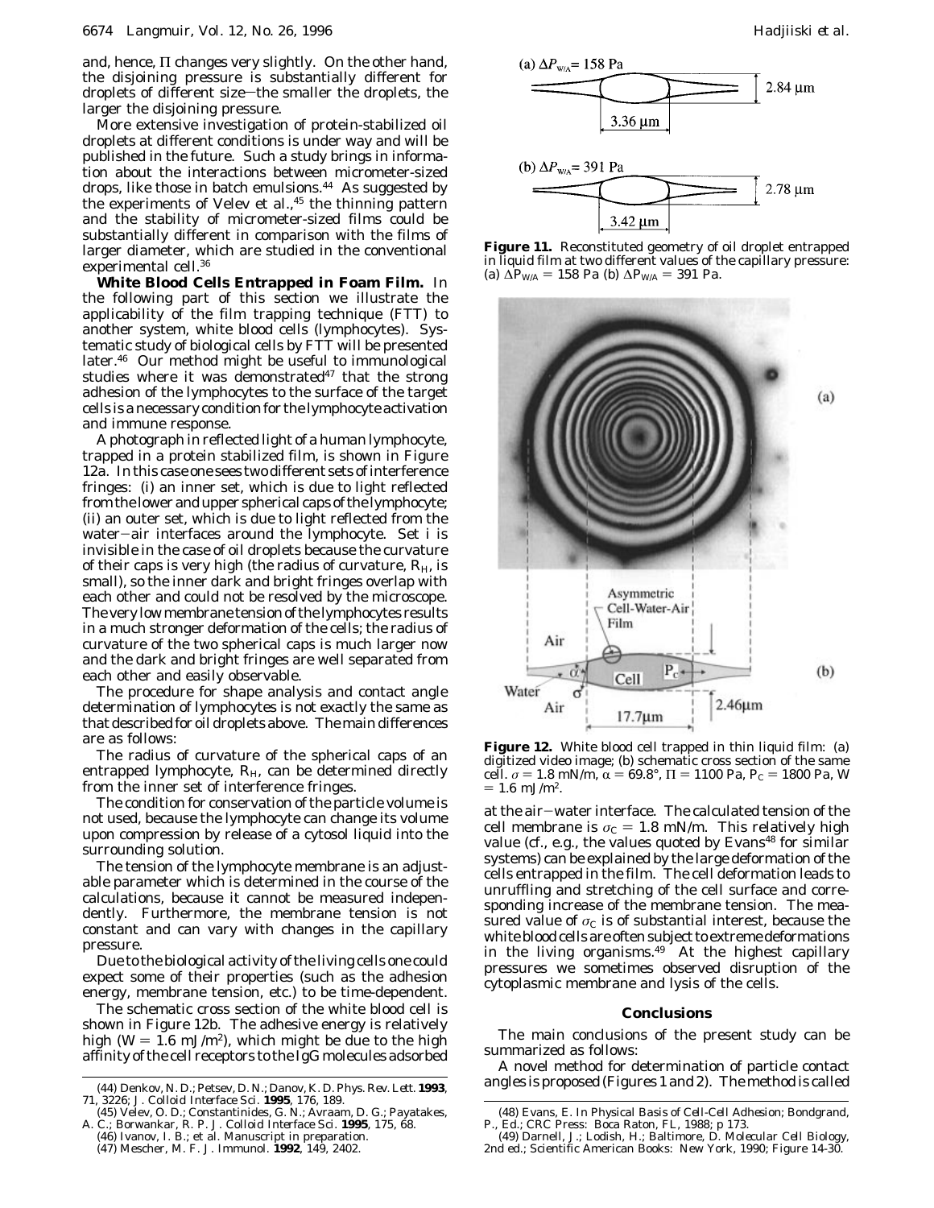and, hence, Π changes very slightly. On the other hand, the disjoining pressure is substantially different for droplets of different size—the smaller the droplets, the larger the disjoining pressure.

More extensive investigation of protein-stabilized oil droplets at different conditions is under way and will be published in the future. Such a study brings information about the interactions between micrometer-sized drops, like those in batch emulsions.[44] As suggested by the experiments of Velev et al.,[45] the thinning pattern and the stability of micrometer-sized films could be substantially different in comparison with the films of larger diameter, which are studied in the conventional experimental cell.[36]

**White Blood Cells Entrapped in Foam Film.** In the following part of this section we illustrate the applicability of the film trapping technique (FTT) to another system, white blood cells (lymphocytes). Systematic study of biological cells by FTT will be presented later.[46] Our method might be useful to immunological studies where it was demonstrated[47] that the strong adhesion of the lymphocytes to the surface of the target cells is a necessary condition for the lymphocyte activation and immune response.

A photograph in reflected light of a human lymphocyte, trapped in a protein stabilized film, is shown in Figure 12a. In this case one sees two different sets of interference fringes: (i) an inner set, which is due to light reflected from the lower and upper spherical caps of the lymphocyte; (ii) an outer set, which is due to light reflected from the water–air interfaces around the lymphocyte. Set i is invisible in the case of oil droplets because the curvature of their caps is very high (the radius of curvature, $R_H$, is small), so the inner dark and bright fringes overlap with each other and could not be resolved by the microscope. The very low membrane tension of the lymphocytes results in a much stronger deformation of the cells; the radius of curvature of the two spherical caps is much larger now and the dark and bright fringes are well separated from each other and easily observable.

The procedure for shape analysis and contact angle determination of lymphocytes is not exactly the same as that described for oil droplets above. The main differences are as follows:

The radius of curvature of the spherical caps of an entrapped lymphocyte, $R_H$, can be determined directly from the inner set of interference fringes.

The condition for conservation of the particle volume is not used, because the lymphocyte can change its volume upon compression by release of a cytosol liquid into the surrounding solution.

The tension of the lymphocyte membrane is an adjustable parameter which is determined in the course of the calculations, because it cannot be measured independently. Furthermore, the membrane tension is not constant and can vary with changes in the capillary pressure.

Due to the biological activity of the living cells one could expect some of their properties (such as the adhesion energy, membrane tension, etc.) to be time-dependent.

The schematic cross section of the white blood cell is shown in Figure 12b. The adhesive energy is relatively high ($W = 1.6$ mJ/m$^2$), which might be due to the high affinity of the cell receptors to the IgG molecules adsorbed at the air–water interface. The calculated tension of the cell membrane is $\sigma_C = 1.8$ mN/m. This relatively high value (cf., e.g., the values quoted by Evans[48] for similar systems) can be explained by the large deformation of the cells entrapped in the film. The cell deformation leads to unruffling and stretching of the cell surface and corresponding increase of the membrane tension. The measured value of $\sigma_C$ is of substantial interest, because the white blood cells are often subject to extreme deformations in the living organisms.[49] At the highest capillary pressures we sometimes observed disruption of the cytoplasmic membrane and lysis of the cells.

(a) $\Delta P_{W/A}$ = 158 Pa
2.84 μm
3.36 μm

(b) $\Delta P_{W/A}$ = 391 Pa
2.78 μm
3.42 μm

**Figure 11.** Reconstituted geometry of oil droplet entrapped in liquid film at two different values of the capillary pressure: (a) $\Delta P_{W/A} = 158$ Pa (b) $\Delta P_{W/A} = 391$ Pa.

(a)

Asymmetric Cell-Water-Air Film
Air
α
σ
Cell
$P_C$
Water
Air
2.46μm
17.7μm
(b)

**Figure 12.** White blood cell trapped in thin liquid film: (a) digitized video image; (b) schematic cross section of the same cell. $\sigma = 1.8$ mN/m, $\alpha = 69.8°$, $\Pi = 1100$ Pa, $P_C = 1800$ Pa, $W = 1.6$ mJ/m$^2$.

## Conclusions

The main conclusions of the present study can be summarized as follows:

A novel method for determination of particle contact angles is proposed (Figures 1 and 2). The method is called

(44) Denkov, N. D.; Petsev, D. N.; Danov, K. D. *Phys. Rev. Lett.* **1993**, 71, 3226; *J. Colloid Interface Sci.* **1995**, 176, 189.
(45) Velev, O. D.; Constantinides, G. N.; Avraam, D. G.; Payatakes, A. C.; Borwankar, R. P. *J. Colloid Interface Sci.* **1995**, 175, 68.
(46) Ivanov, I. B.; et al. Manuscript in preparation.
(47) Mescher, M. F. *J. Immunol.* **1992**, 149, 2402.
(48) Evans, E. In *Physical Basis of Cell-Cell Adhesion*; Bondgrand, P., Ed.; CRC Press: Boca Raton, FL, 1988; p 173.
(49) Darnell, J.; Lodish, H.; Baltimore, D. *Molecular Cell Biology*, 2nd ed.; Scientific American Books: New York, 1990; Figure 14-30.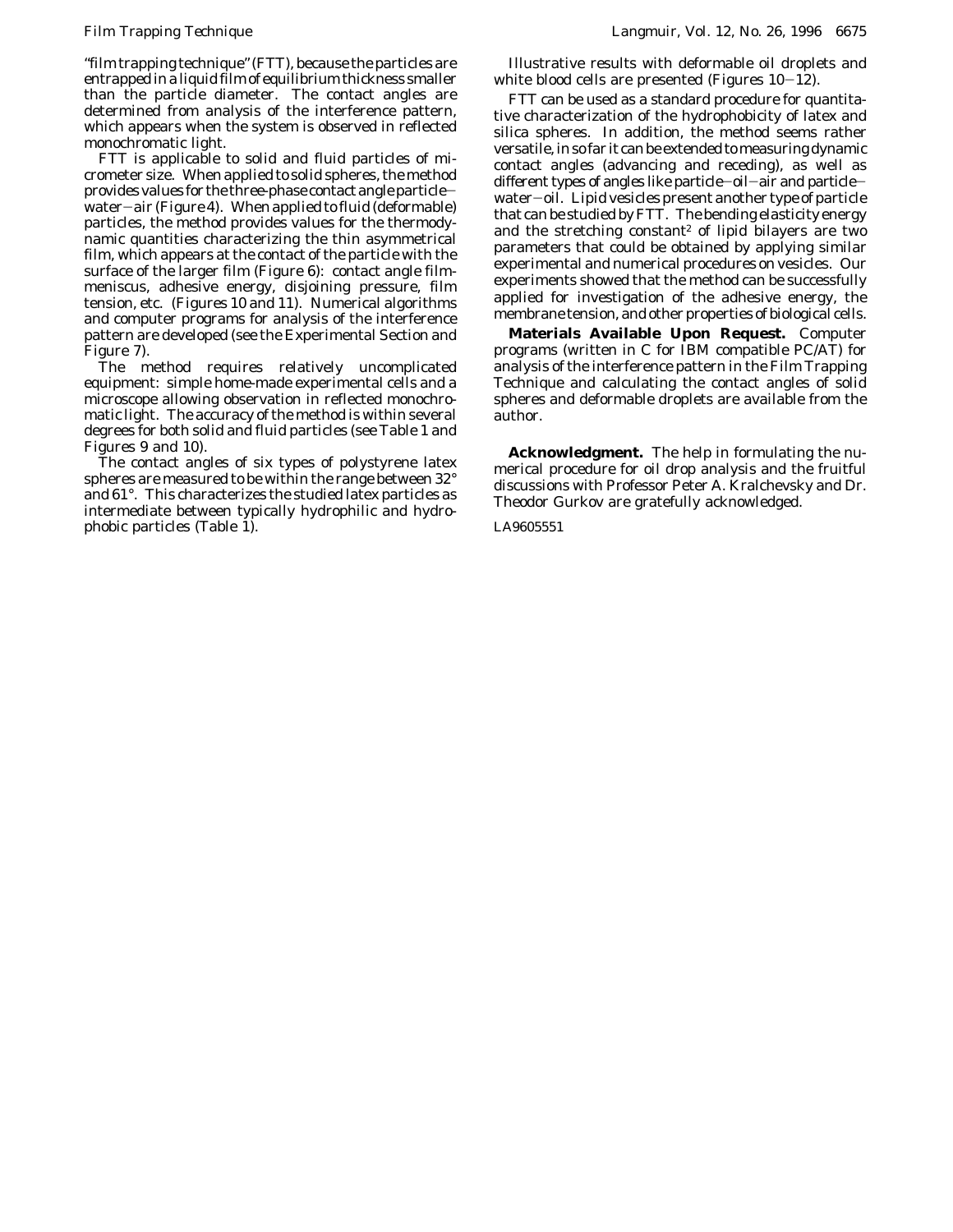"film trapping technique" (FTT), because the particles are entrapped in a liquid film of equilibrium thickness smaller than the particle diameter. The contact angles are determined from analysis of the interference pattern, which appears when the system is observed in reflected monochromatic light.

FTT is applicable to solid and fluid particles of micrometer size. When applied to solid spheres, the method provides values for the three-phase contact angle particle–water–air (Figure 4). When applied to fluid (deformable) particles, the method provides values for the thermodynamic quantities characterizing the thin asymmetrical film, which appears at the contact of the particle with the surface of the larger film (Figure 6): contact angle film-meniscus, adhesive energy, disjoining pressure, film tension, etc. (Figures 10 and 11). Numerical algorithms and computer programs for analysis of the interference pattern are developed (see the Experimental Section and Figure 7).

The method requires relatively uncomplicated equipment: simple home-made experimental cells and a microscope allowing observation in reflected monochromatic light. The accuracy of the method is within several degrees for both solid and fluid particles (see Table 1 and Figures 9 and 10).

The contact angles of six types of polystyrene latex spheres are measured to be within the range between 32° and 61°. This characterizes the studied latex particles as intermediate between typically hydrophilic and hydrophobic particles (Table 1).

Illustrative results with deformable oil droplets and white blood cells are presented (Figures 10–12).

FTT can be used as a standard procedure for quantitative characterization of the hydrophobicity of latex and silica spheres. In addition, the method seems rather versatile, in so far it can be extended to measuring dynamic contact angles (advancing and receding), as well as different types of angles like particle–oil–air and particle–water–oil. Lipid vesicles present another type of particle that can be studied by FTT. The bending elasticity energy and the stretching constant[2] of lipid bilayers are two parameters that could be obtained by applying similar experimental and numerical procedures on vesicles. Our experiments showed that the method can be successfully applied for investigation of the adhesive energy, the membrane tension, and other properties of biological cells.

**Materials Available Upon Request.** Computer programs (written in C for IBM compatible PC/AT) for analysis of the interference pattern in the Film Trapping Technique and calculating the contact angles of solid spheres and deformable droplets are available from the author.

**Acknowledgment.** The help in formulating the numerical procedure for oil drop analysis and the fruitful discussions with Professor Peter A. Kralchevsky and Dr. Theodor Gurkov are gratefully acknowledged.

LA9605551